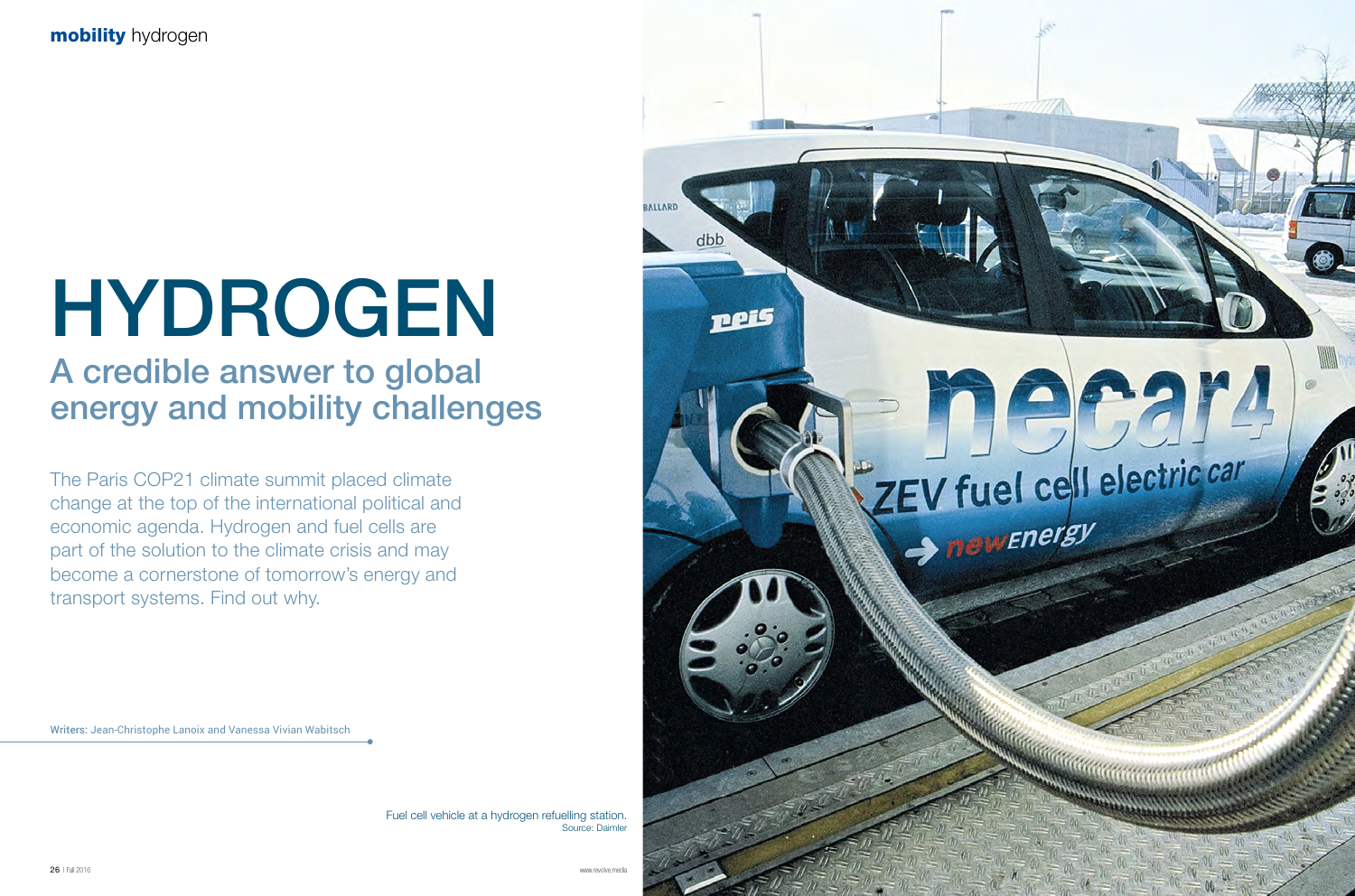# HYDROGEN

## A credible answer to global energy and mobility challenges

The Paris COP21 climate summit placed climate change at the top of the international political and economic agenda. Hydrogen and fuel cells are part of the solution to the climate crisis and may become a cornerstone of tomorrow's energy and transport systems. Find out why.

Writers: Jean-Christophe Lanoix and Vanessa Vivian Wabitsch

Fuel cell vehicle at a hydrogen refuelling station.
Source: Daimler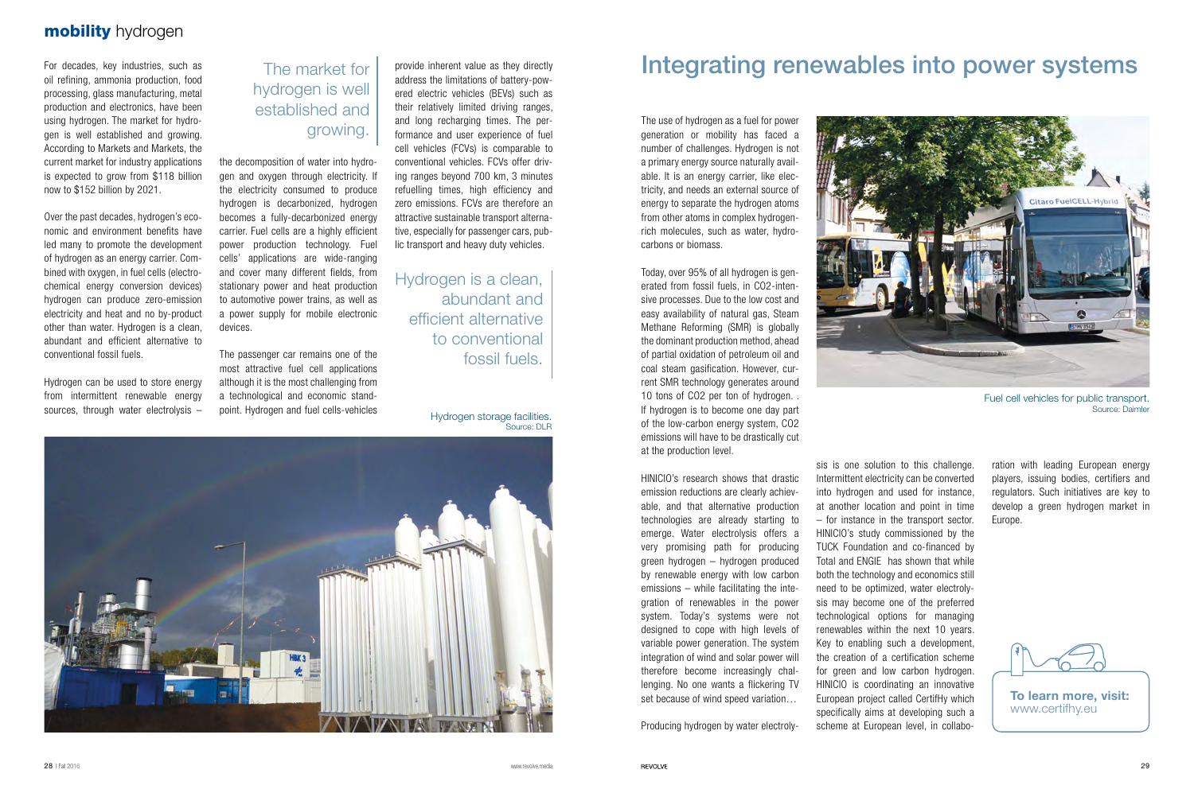# mobility hydrogen

For decades, key industries, such as oil refining, ammonia production, food processing, glass manufacturing, metal production and electronics, have been using hydrogen. The market for hydrogen is well established and growing. According to Markets and Markets, the current market for industry applications is expected to grow from $118 billion now to $152 billion by 2021.

Over the past decades, hydrogen's economic and environment benefits have led many to promote the development of hydrogen as an energy carrier. Combined with oxygen, in fuel cells (electrochemical energy conversion devices) hydrogen can produce zero-emission electricity and heat and no by-product other than water. Hydrogen is a clean, abundant and efficient alternative to conventional fossil fuels.

Hydrogen can be used to store energy from intermittent renewable energy sources, through water electrolysis – the decomposition of water into hydrogen and oxygen through electricity. If the electricity consumed to produce hydrogen is decarbonized, hydrogen becomes a fully-decarbonized energy carrier. Fuel cells are a highly efficient power production technology. Fuel cells' applications are wide-ranging and cover many different fields, from stationary power and heat production to automotive power trains, as well as a power supply for mobile electronic devices.

> The market for hydrogen is well established and growing.

The passenger car remains one of the most attractive fuel cell applications although it is the most challenging from a technological and economic standpoint. Hydrogen and fuel cells-vehicles provide inherent value as they directly address the limitations of battery-powered electric vehicles (BEVs) such as their relatively limited driving ranges, and long recharging times. The performance and user experience of fuel cell vehicles (FCVs) is comparable to conventional vehicles. FCVs offer driving ranges beyond 700 km, 3 minutes refuelling times, high efficiency and zero emissions. FCVs are therefore an attractive sustainable transport alternative, especially for passenger cars, public transport and heavy duty vehicles.

> Hydrogen is a clean, abundant and efficient alternative to conventional fossil fuels.

Hydrogen storage facilities. Source: DLR

## Integrating renewables into power systems

The use of hydrogen as a fuel for power generation or mobility has faced a number of challenges. Hydrogen is not a primary energy source naturally available. It is an energy carrier, like electricity, and needs an external source of energy to separate the hydrogen atoms from other atoms in complex hydrogen-rich molecules, such as water, hydrocarbons or biomass.

Today, over 95% of all hydrogen is generated from fossil fuels, in CO2-intensive processes. Due to the low cost and easy availability of natural gas, Steam Methane Reforming (SMR) is globally the dominant production method, ahead of partial oxidation of petroleum oil and coal steam gasification. However, current SMR technology generates around 10 tons of CO2 per ton of hydrogen. . If hydrogen is to become one day part of the low-carbon energy system, CO2 emissions will have to be drastically cut at the production level.

Fuel cell vehicles for public transport. Source: Daimler

HINICIO's research shows that drastic emission reductions are clearly achievable, and that alternative production technologies are already starting to emerge. Water electrolysis offers a very promising path for producing green hydrogen – hydrogen produced by renewable energy with low carbon emissions – while facilitating the integration of renewables in the power system. Today's systems were not designed to cope with high levels of variable power generation. The system integration of wind and solar power will therefore become increasingly challenging. No one wants a flickering TV set because of wind speed variation…

Producing hydrogen by water electrolysis is one solution to this challenge. Intermittent electricity can be converted into hydrogen and used for instance, at another location and point in time – for instance in the transport sector. HINICIO's study commissioned by the TUCK Foundation and co-financed by Total and ENGIE has shown that while both the technology and economics still need to be optimized, water electrolysis may become one of the preferred technological options for managing renewables within the next 10 years. Key to enabling such a development, the creation of a certification scheme for green and low carbon hydrogen. HINICIO is coordinating an innovative European project called CertifHy which specifically aims at developing such a scheme at European level, in collaboration with leading European energy players, issuing bodies, certifiers and regulators. Such initiatives are key to develop a green hydrogen market in Europe.

**To learn more, visit:**
www.certifhy.eu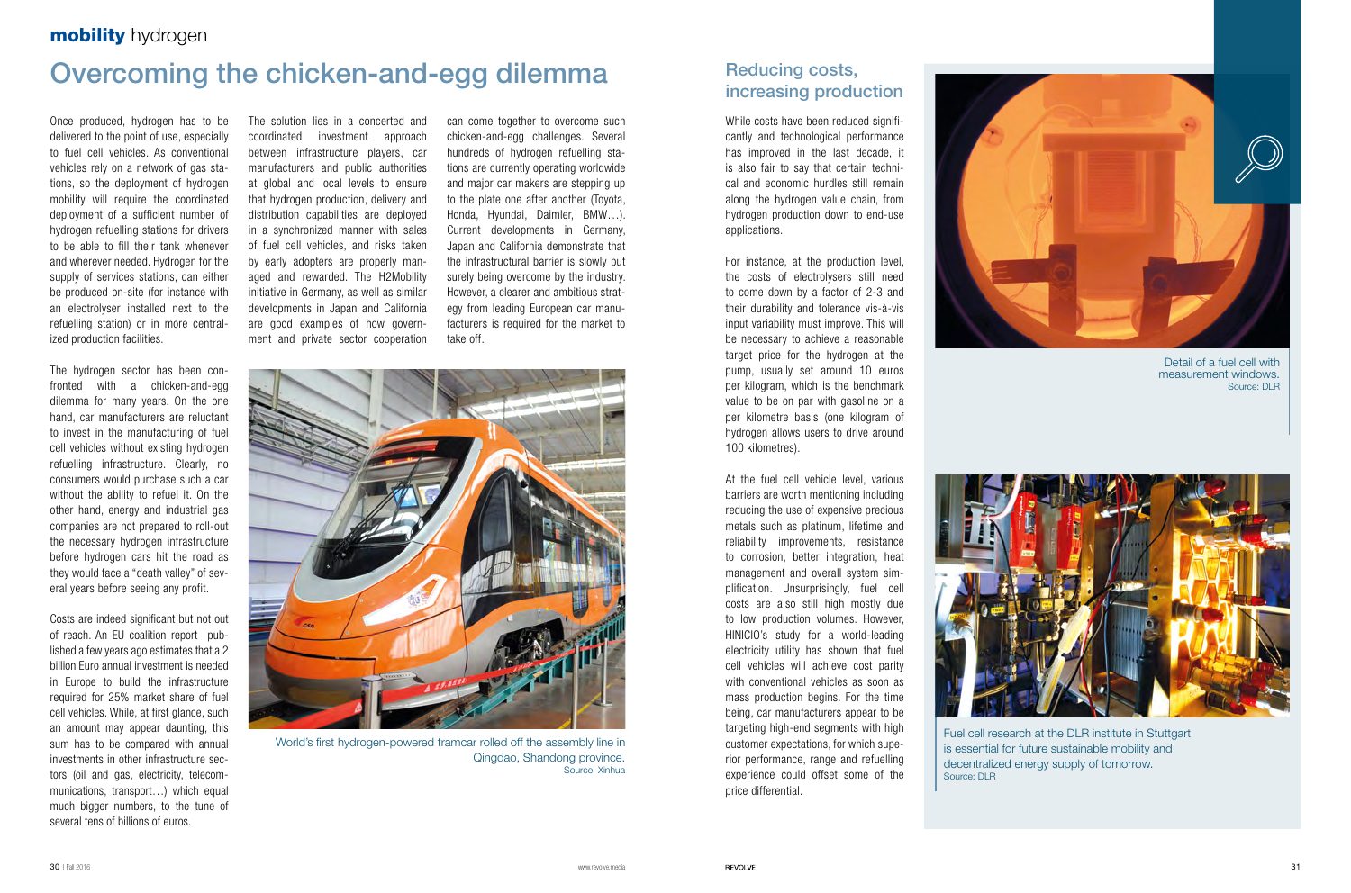**mobility** hydrogen

# Overcoming the chicken-and-egg dilemma

Once produced, hydrogen has to be delivered to the point of use, especially to fuel cell vehicles. As conventional vehicles rely on a network of gas stations, so the deployment of hydrogen mobility will require the coordinated deployment of a sufficient number of hydrogen refuelling stations for drivers to be able to fill their tank whenever and wherever needed. Hydrogen for the supply of services stations, can either be produced on-site (for instance with an electrolyser installed next to the refuelling station) or in more centralized production facilities.

The hydrogen sector has been confronted with a chicken-and-egg dilemma for many years. On the one hand, car manufacturers are reluctant to invest in the manufacturing of fuel cell vehicles without existing hydrogen refuelling infrastructure. Clearly, no consumers would purchase such a car without the ability to refuel it. On the other hand, energy and industrial gas companies are not prepared to roll-out the necessary hydrogen infrastructure before hydrogen cars hit the road as they would face a "death valley" of several years before seeing any profit.

Costs are indeed significant but not out of reach. An EU coalition report published a few years ago estimates that a 2 billion Euro annual investment is needed in Europe to build the infrastructure required for 25% market share of fuel cell vehicles. While, at first glance, such an amount may appear daunting, this sum has to be compared with annual investments in other infrastructure sectors (oil and gas, electricity, telecommunications, transport…) which equal much bigger numbers, to the tune of several tens of billions of euros.

The solution lies in a concerted and coordinated investment approach between infrastructure players, car manufacturers and public authorities at global and local levels to ensure that hydrogen production, delivery and distribution capabilities are deployed in a synchronized manner with sales of fuel cell vehicles, and risks taken by early adopters are properly managed and rewarded. The H2Mobility initiative in Germany, as well as similar developments in Japan and California are good examples of how government and private sector cooperation can come together to overcome such chicken-and-egg challenges. Several hundreds of hydrogen refuelling stations are currently operating worldwide and major car makers are stepping up to the plate one after another (Toyota, Honda, Hyundai, Daimler, BMW…). Current developments in Germany, Japan and California demonstrate that the infrastructural barrier is slowly but surely being overcome by the industry. However, a clearer and ambitious strategy from leading European car manufacturers is required for the market to take off.

World's first hydrogen-powered tramcar rolled off the assembly line in Qingdao, Shandong province.
Source: Xinhua

## Reducing costs, increasing production

While costs have been reduced significantly and technological performance has improved in the last decade, it is also fair to say that certain technical and economic hurdles still remain along the hydrogen value chain, from hydrogen production down to end-use applications.

For instance, at the production level, the costs of electrolysers still need to come down by a factor of 2-3 and their durability and tolerance vis-à-vis input variability must improve. This will be necessary to achieve a reasonable target price for the hydrogen at the pump, usually set around 10 euros per kilogram, which is the benchmark value to be on par with gasoline on a per kilometre basis (one kilogram of hydrogen allows users to drive around 100 kilometres).

At the fuel cell vehicle level, various barriers are worth mentioning including reducing the use of expensive precious metals such as platinum, lifetime and reliability improvements, resistance to corrosion, better integration, heat management and overall system simplification. Unsurprisingly, fuel cell costs are also still high mostly due to low production volumes. However, HINICIO's study for a world-leading electricity utility has shown that fuel cell vehicles will achieve cost parity with conventional vehicles as soon as mass production begins. For the time being, car manufacturers appear to be targeting high-end segments with high customer expectations, for which superior performance, range and refuelling experience could offset some of the price differential.

Detail of a fuel cell with measurement windows.
Source: DLR

Fuel cell research at the DLR institute in Stuttgart is essential for future sustainable mobility and decentralized energy supply of tomorrow.
Source: DLR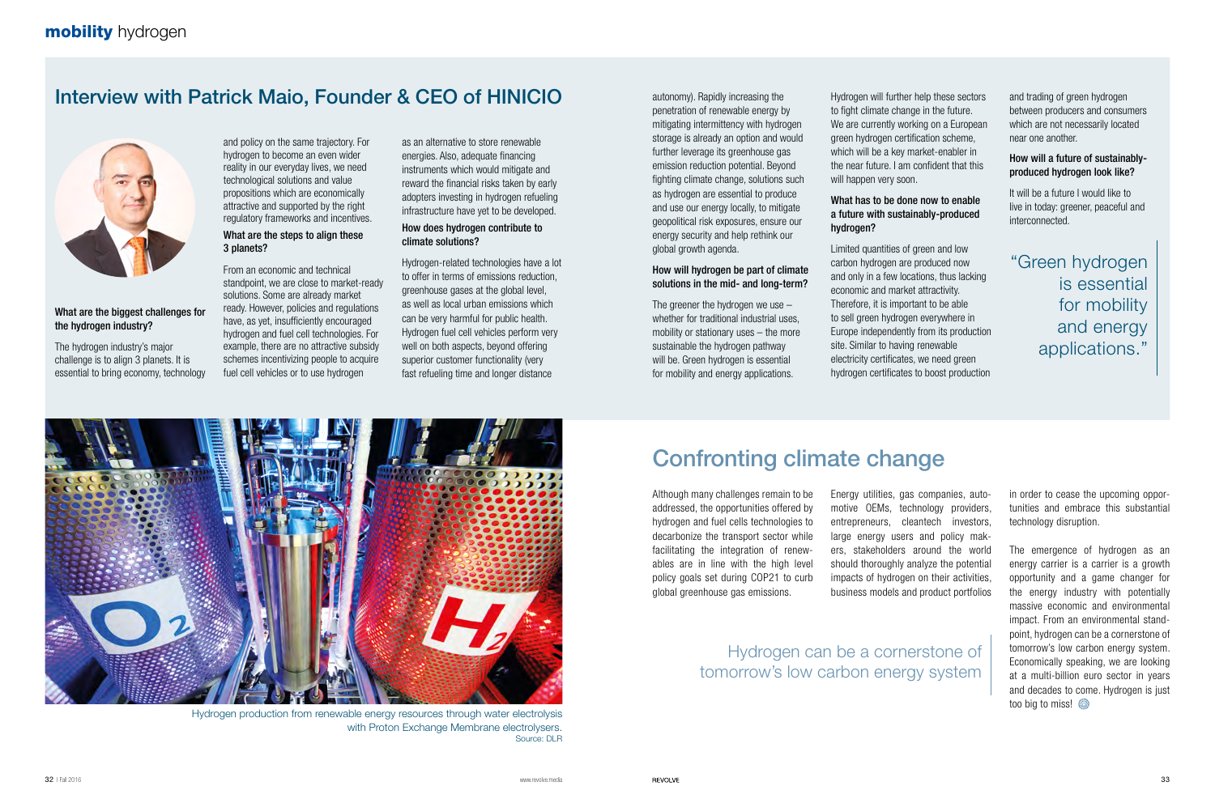# Interview with Patrick Maio, Founder & CEO of HINICIO

**What are the biggest challenges for the hydrogen industry?**

The hydrogen industry's major challenge is to align 3 planets. It is essential to bring economy, technology and policy on the same trajectory. For hydrogen to become an even wider reality in our everyday lives, we need technological solutions and value propositions which are economically attractive and supported by the right regulatory frameworks and incentives.

**What are the steps to align these 3 planets?**

From an economic and technical standpoint, we are close to market-ready solutions. Some are already market ready. However, policies and regulations have, as yet, insufficiently encouraged hydrogen and fuel cell technologies. For example, there are no attractive subsidy schemes incentivizing people to acquire fuel cell vehicles or to use hydrogen as an alternative to store renewable energies. Also, adequate financing instruments which would mitigate and reward the financial risks taken by early adopters investing in hydrogen refueling infrastructure have yet to be developed.

**How does hydrogen contribute to climate solutions?**

Hydrogen-related technologies have a lot to offer in terms of emissions reduction, greenhouse gases at the global level, as well as local urban emissions which can be very harmful for public health. Hydrogen fuel cell vehicles perform very well on both aspects, beyond offering superior customer functionality (very fast refueling time and longer distance autonomy). Rapidly increasing the penetration of renewable energy by mitigating intermittency with hydrogen storage is already an option and would further leverage its greenhouse gas emission reduction potential. Beyond fighting climate change, solutions such as hydrogen are essential to produce and use our energy locally, to mitigate geopolitical risk exposures, ensure our energy security and help rethink our global growth agenda.

**How will hydrogen be part of climate solutions in the mid- and long-term?**

The greener the hydrogen we use – whether for traditional industrial uses, mobility or stationary uses – the more sustainable the hydrogen pathway will be. Green hydrogen is essential for mobility and energy applications. Hydrogen will further help these sectors to fight climate change in the future. We are currently working on a European green hydrogen certification scheme, which will be a key market-enabler in the near future. I am confident that this will happen very soon.

**What has to be done now to enable a future with sustainably-produced hydrogen?**

Limited quantities of green and low carbon hydrogen are produced now and only in a few locations, thus lacking economic and market attractivity. Therefore, it is important to be able to sell green hydrogen everywhere in Europe independently from its production site. Similar to having renewable electricity certificates, we need green hydrogen certificates to boost production and trading of green hydrogen between producers and consumers which are not necessarily located near one another.

**How will a future of sustainably-produced hydrogen look like?**

It will be a future I would like to live in today: greener, peaceful and interconnected.

"Green hydrogen is essential for mobility and energy applications."

Hydrogen production from renewable energy resources through water electrolysis with Proton Exchange Membrane electrolysers.
Source: DLR

# Confronting climate change

Although many challenges remain to be addressed, the opportunities offered by hydrogen and fuel cells technologies to decarbonize the transport sector while facilitating the integration of renewables are in line with the high level policy goals set during COP21 to curb global greenhouse gas emissions.

Energy utilities, gas companies, automotive OEMs, technology providers, entrepreneurs, cleantech investors, large energy users and policy makers, stakeholders around the world should thoroughly analyze the potential impacts of hydrogen on their activities, business models and product portfolios in order to cease the upcoming opportunities and embrace this substantial technology disruption.

Hydrogen can be a cornerstone of tomorrow's low carbon energy system

The emergence of hydrogen as an energy carrier is a carrier is a growth opportunity and a game changer for the energy industry with potentially massive economic and environmental impact. From an environmental standpoint, hydrogen can be a cornerstone of tomorrow's low carbon energy system. Economically speaking, we are looking at a multi-billion euro sector in years and decades to come. Hydrogen is just too big to miss!